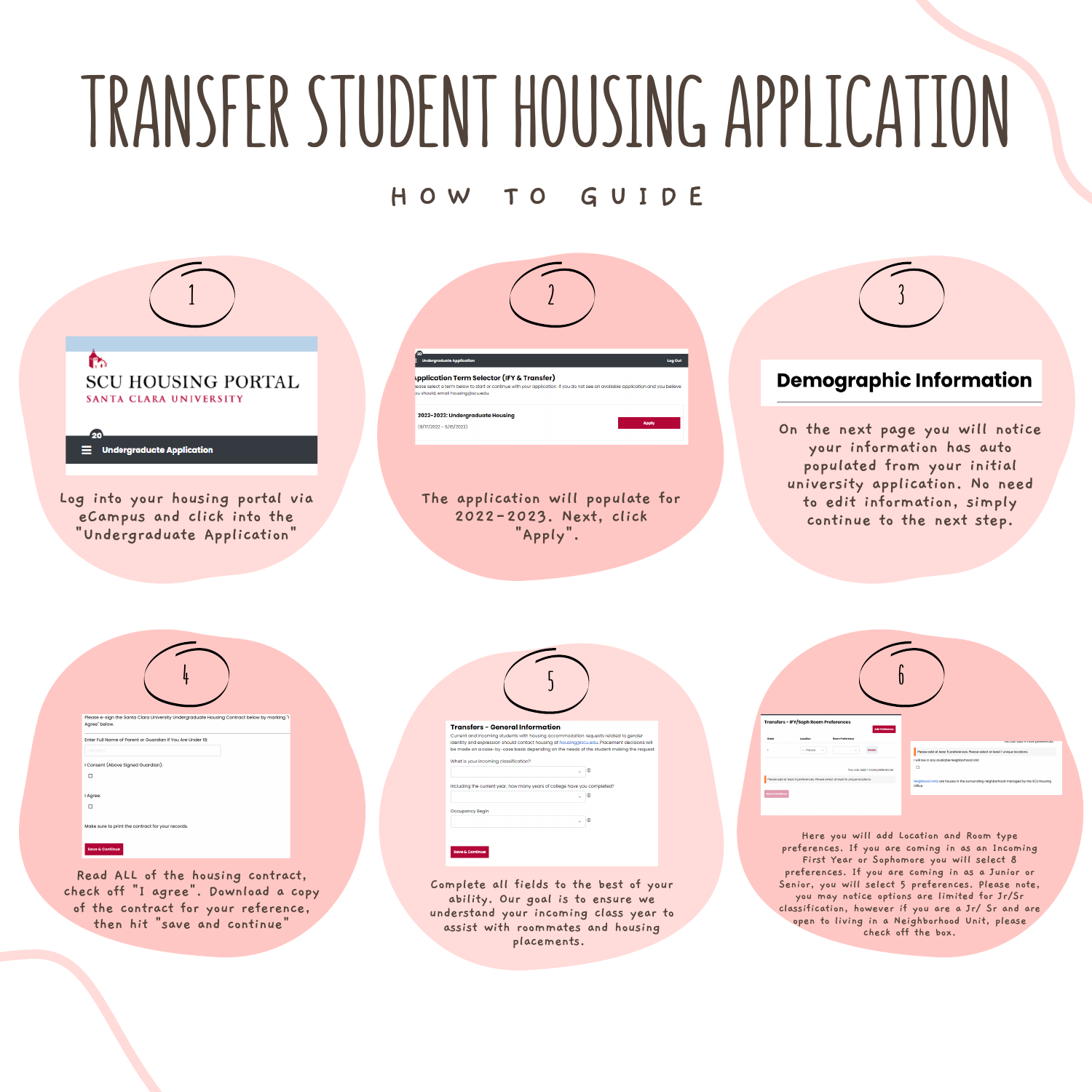# TRANSFER STUDENT HOUSING APPLICATION

## HOW TO GUIDE

### 1

Log into your housing portal via eCampus and click into the "Undergraduate Application"

### 2

The application will populate for 2022-2023. Next, click "Apply".

### 3

**Demographic Information**

On the next page you will notice your information has auto populated from your initial university application. No need to edit information, simply continue to the next step.

### 4

Read ALL of the housing contract, check off "I agree". Download a copy of the contract for your reference, then hit "save and continue"

### 5

Complete all fields to the best of your ability. Our goal is to ensure we understand your incoming class year to assist with roommates and housing placements.

### 6

Here you will add Location and Room type preferences. If you are coming in as an Incoming First Year or Sophomore you will select 8 preferences. If you are coming in as a Junior or Senior, you will select 5 preferences. Please note, you may notice options are limited for Jr/Sr classification, however if you are a Jr/ Sr and are open to living in a Neighborhood Unit, please check off the box.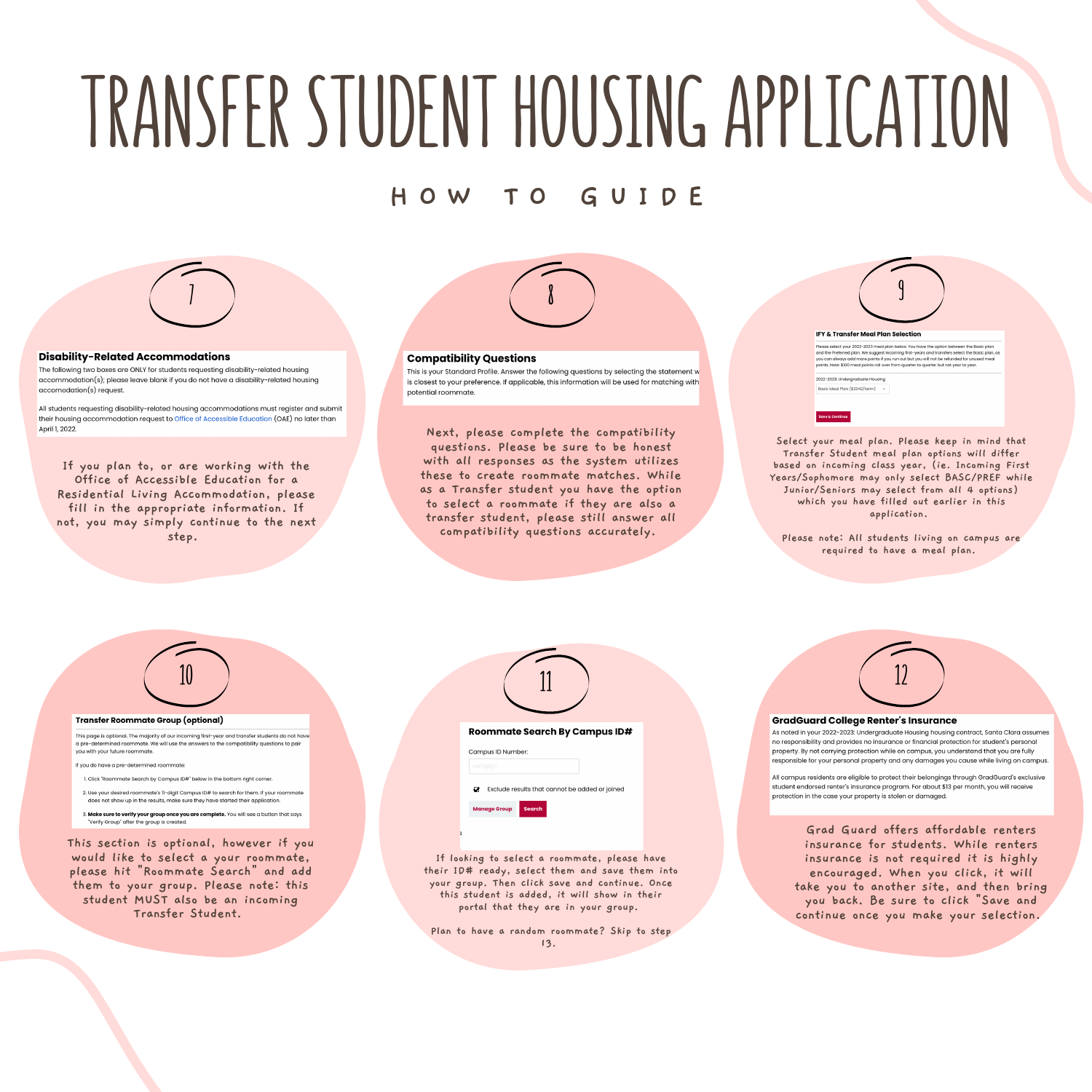# TRANSFER STUDENT HOUSING APPLICATION

## HOW TO GUIDE

### 7

**Disability-Related Accommodations**

The following two boxes are ONLY for students requesting disability-related housing accommodation(s); please leave blank if you do not have a disability-related housing accomodation(s) request.

All students requesting disability-related housing accommodations must register and submit their housing accommodation request to Office of Accessible Education (OAE) no later than April 1, 2022.

If you plan to, or are working with the Office of Accessible Education for a Residential Living Accommodation, please fill in the appropriate information. If not, you may simply continue to the next step.

### 8

**Compatibility Questions**

This is your Standard Profile. Answer the following questions by selecting the statement w is closest to your preference. If applicable, this information will be used for matching with potential roommate.

Next, please complete the compatibility questions. Please be sure to be honest with all responses as the system utilizes these to create roommate matches. While as a Transfer student you have the option to select a roommate if they are also a transfer student, please still answer all compatibility questions accurately.

### 9

**IFY & Transfer Meal Plan Selection**

Please select your 2022-2023 meal plan below. You have the option between the Basic plan and the Preferred plan. We suggest incoming first-years and transfers select the Basic plan, as you can always add more points if you run out but you will not be refunded for unused meal points. Note: $100 meal points roll over from quarter to quarter but not year to year.

2022-2023: Undergraduate Housing

Basic Meal Plan ($2042/term)

Save & Continue

Select your meal plan. Please keep in mind that Transfer Student meal plan options will differ based on incoming class year, (ie. Incoming First Years/Sophomore may only select BASC/PREF while Junior/Seniors may select from all 4 options) which you have filled out earlier in this application.

Please note: All students living on campus are required to have a meal plan.

### 10

**Transfer Roommate Group (optional)**

This page is optional. The majority of our incoming first-year and transfer students do not have a pre-determined roommate. We will use the answers to the compatibility questions to pair you with your future roommate.

If you do have a pre-determined roommate:

1. Click "Roommate Search by Campus ID#" below in the bottom right corner.
2. Use your desired roommate's 11-digit Campus ID# to search for them. If your roommate does not show up in the results, make sure they have started their application.
3. **Make sure to verify your group once you are complete.** You will see a button that says "Verify Group" after the group is created.

This section is optional, however if you would like to select a your roommate, please hit "Roommate Search" and add them to your group. Please note: this student MUST also be an incoming Transfer Student.

### 11

**Roommate Search By Campus ID#**

Campus ID Number:

<empty>

☑ Exclude results that cannot be added or joined

Manage Group | Search

If looking to select a roommate, please have their ID# ready, select them and save them into your group. Then click save and continue. Once this student is added, it will show in their portal that they are in your group.

Plan to have a random roommate? Skip to step 13.

### 12

**GradGuard College Renter's Insurance**

As noted in your 2022-2023: Undergraduate Housing housing contract, Santa Clara assumes no responsibility and provides no insurance or financial protection for student's personal property. By not carrying protection while on campus, you understand that you are fully responsible for your personal property and any damages you cause while living on campus.

All campus residents are eligible to protect their belongings through GradGuard's exclusive student endorsed renter's insurance program. For about $13 per month, you will receive protection in the case your property is stolen or damaged.

Grad Guard offers affordable renters insurance for students. While renters insurance is not required it is highly encouraged. When you click, it will take you to another site, and then bring you back. Be sure to click "Save and continue once you make your selection.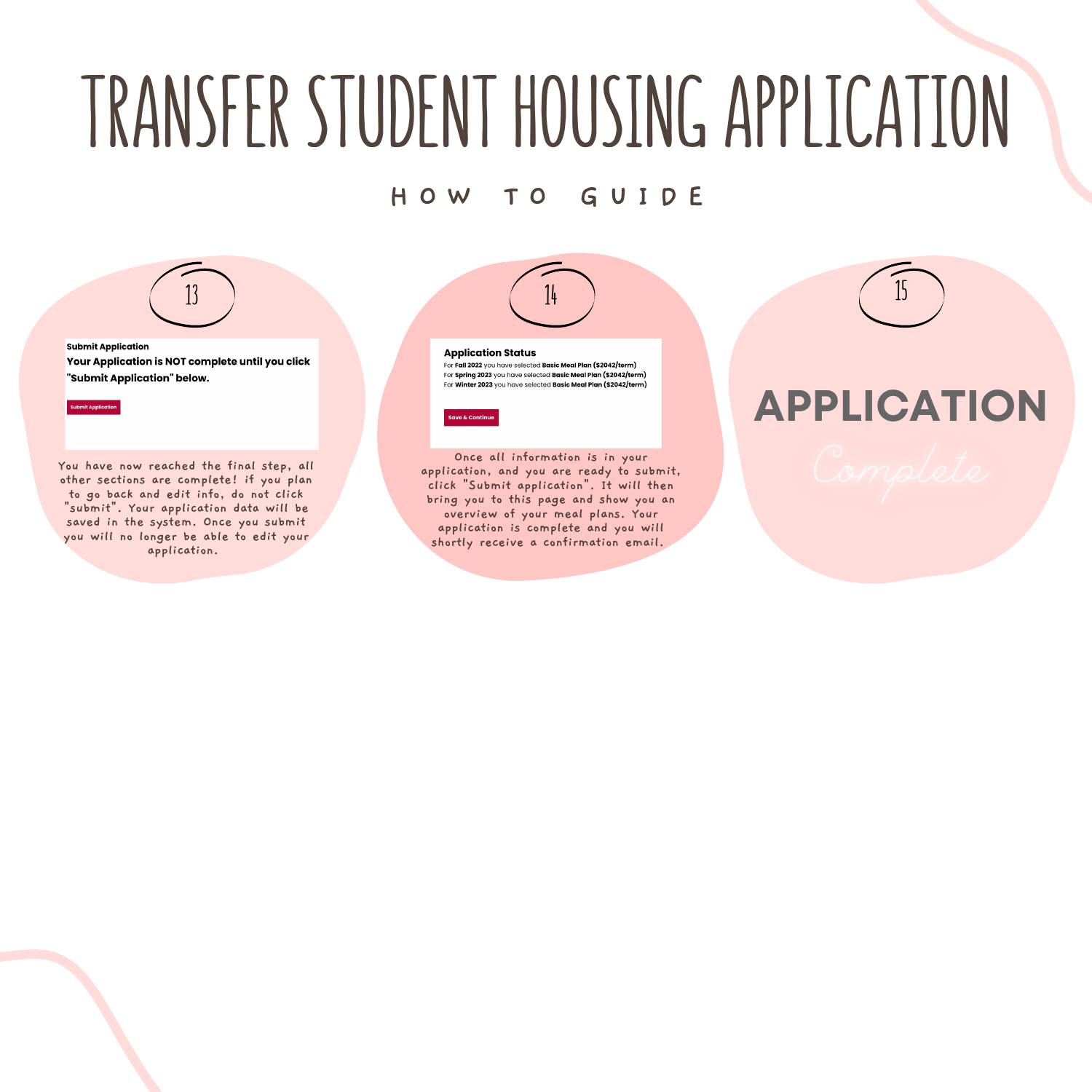# TRANSFER STUDENT HOUSING APPLICATION

## HOW TO GUIDE

### 13

**Submit Application**

**Your Application is NOT complete until you click "Submit Application" below.**

Submit Application

You have now reached the final step, all other sections are complete! if you plan to go back and edit info, do not click "submit". Your application data will be saved in the system. Once you submit you will no longer be able to edit your application.

### 14

**Application Status**

For **Fall 2022** you have selected **Basic Meal Plan ($2042/term)**
For **Spring 2023** you have selected **Basic Meal Plan ($2042/term)**
For **Winter 2023** you have selected **Basic Meal Plan ($2042/term)**

Save & Continue

Once all information is in your application, and you are ready to submit, click "Submit application". It will then bring you to this page and show you an overview of your meal plans. Your application is complete and you will shortly receive a confirmation email.

### 15

**APPLICATION**

*Complete*